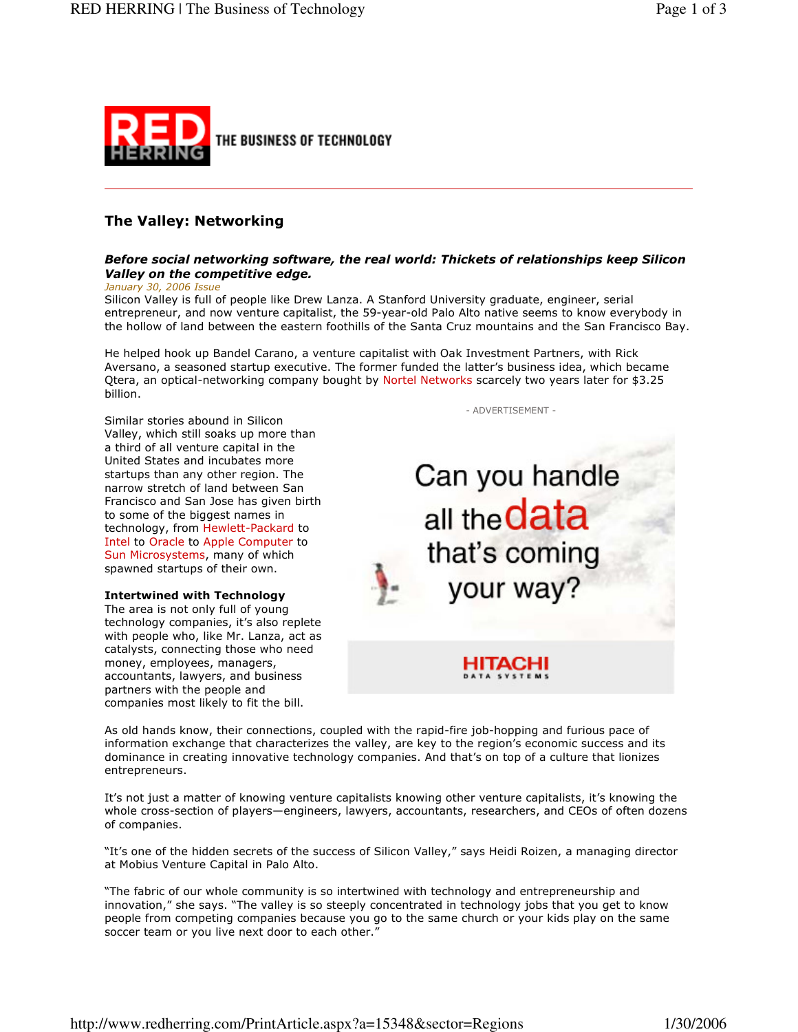# The Valley: Networking

***Before social networking software, the real world: Thickets of relationships keep Silicon Valley on the competitive edge.***

*January 30, 2006 Issue*

Silicon Valley is full of people like Drew Lanza. A Stanford University graduate, engineer, serial entrepreneur, and now venture capitalist, the 59-year-old Palo Alto native seems to know everybody in the hollow of land between the eastern foothills of the Santa Cruz mountains and the San Francisco Bay.

He helped hook up Bandel Carano, a venture capitalist with Oak Investment Partners, with Rick Aversano, a seasoned startup executive. The former funded the latter's business idea, which became Qtera, an optical-networking company bought by Nortel Networks scarcely two years later for $3.25 billion.

Similar stories abound in Silicon Valley, which still soaks up more than a third of all venture capital in the United States and incubates more startups than any other region. The narrow stretch of land between San Francisco and San Jose has given birth to some of the biggest names in technology, from Hewlett-Packard to Intel to Oracle to Apple Computer to Sun Microsystems, many of which spawned startups of their own.

**Intertwined with Technology**

The area is not only full of young technology companies, it's also replete with people who, like Mr. Lanza, act as catalysts, connecting those who need money, employees, managers, accountants, lawyers, and business partners with the people and companies most likely to fit the bill.

As old hands know, their connections, coupled with the rapid-fire job-hopping and furious pace of information exchange that characterizes the valley, are key to the region's economic success and its dominance in creating innovative technology companies. And that's on top of a culture that lionizes entrepreneurs.

It's not just a matter of knowing venture capitalists knowing other venture capitalists, it's knowing the whole cross-section of players—engineers, lawyers, accountants, researchers, and CEOs of often dozens of companies.

"It's one of the hidden secrets of the success of Silicon Valley," says Heidi Roizen, a managing director at Mobius Venture Capital in Palo Alto.

"The fabric of our whole community is so intertwined with technology and entrepreneurship and innovation," she says. "The valley is so steeply concentrated in technology jobs that you get to know people from competing companies because you go to the same church or your kids play on the same soccer team or you live next door to each other."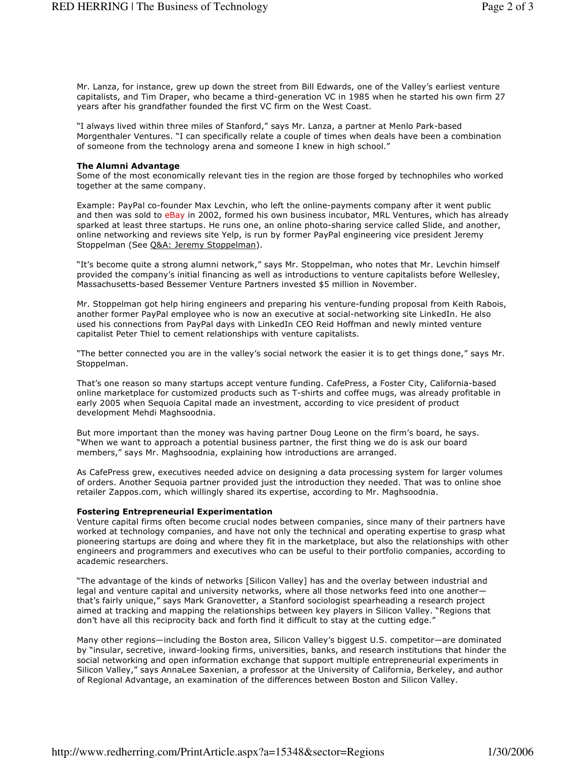Mr. Lanza, for instance, grew up down the street from Bill Edwards, one of the Valley's earliest venture capitalists, and Tim Draper, who became a third-generation VC in 1985 when he started his own firm 27 years after his grandfather founded the first VC firm on the West Coast.

"I always lived within three miles of Stanford," says Mr. Lanza, a partner at Menlo Park-based Morgenthaler Ventures. "I can specifically relate a couple of times when deals have been a combination of someone from the technology arena and someone I knew in high school."

**The Alumni Advantage**
Some of the most economically relevant ties in the region are those forged by technophiles who worked together at the same company.

Example: PayPal co-founder Max Levchin, who left the online-payments company after it went public and then was sold to eBay in 2002, formed his own business incubator, MRL Ventures, which has already sparked at least three startups. He runs one, an online photo-sharing service called Slide, and another, online networking and reviews site Yelp, is run by former PayPal engineering vice president Jeremy Stoppelman (See Q&A: Jeremy Stoppelman).

"It's become quite a strong alumni network," says Mr. Stoppelman, who notes that Mr. Levchin himself provided the company's initial financing as well as introductions to venture capitalists before Wellesley, Massachusetts-based Bessemer Venture Partners invested $5 million in November.

Mr. Stoppelman got help hiring engineers and preparing his venture-funding proposal from Keith Rabois, another former PayPal employee who is now an executive at social-networking site LinkedIn. He also used his connections from PayPal days with LinkedIn CEO Reid Hoffman and newly minted venture capitalist Peter Thiel to cement relationships with venture capitalists.

"The better connected you are in the valley's social network the easier it is to get things done," says Mr. Stoppelman.

That's one reason so many startups accept venture funding. CafePress, a Foster City, California-based online marketplace for customized products such as T-shirts and coffee mugs, was already profitable in early 2005 when Sequoia Capital made an investment, according to vice president of product development Mehdi Maghsoodnia.

But more important than the money was having partner Doug Leone on the firm's board, he says. "When we want to approach a potential business partner, the first thing we do is ask our board members," says Mr. Maghsoodnia, explaining how introductions are arranged.

As CafePress grew, executives needed advice on designing a data processing system for larger volumes of orders. Another Sequoia partner provided just the introduction they needed. That was to online shoe retailer Zappos.com, which willingly shared its expertise, according to Mr. Maghsoodnia.

**Fostering Entrepreneurial Experimentation**
Venture capital firms often become crucial nodes between companies, since many of their partners have worked at technology companies, and have not only the technical and operating expertise to grasp what pioneering startups are doing and where they fit in the marketplace, but also the relationships with other engineers and programmers and executives who can be useful to their portfolio companies, according to academic researchers.

"The advantage of the kinds of networks [Silicon Valley] has and the overlay between industrial and legal and venture capital and university networks, where all those networks feed into one another—that's fairly unique," says Mark Granovetter, a Stanford sociologist spearheading a research project aimed at tracking and mapping the relationships between key players in Silicon Valley. "Regions that don't have all this reciprocity back and forth find it difficult to stay at the cutting edge."

Many other regions—including the Boston area, Silicon Valley's biggest U.S. competitor—are dominated by "insular, secretive, inward-looking firms, universities, banks, and research institutions that hinder the social networking and open information exchange that support multiple entrepreneurial experiments in Silicon Valley," says AnnaLee Saxenian, a professor at the University of California, Berkeley, and author of Regional Advantage, an examination of the differences between Boston and Silicon Valley.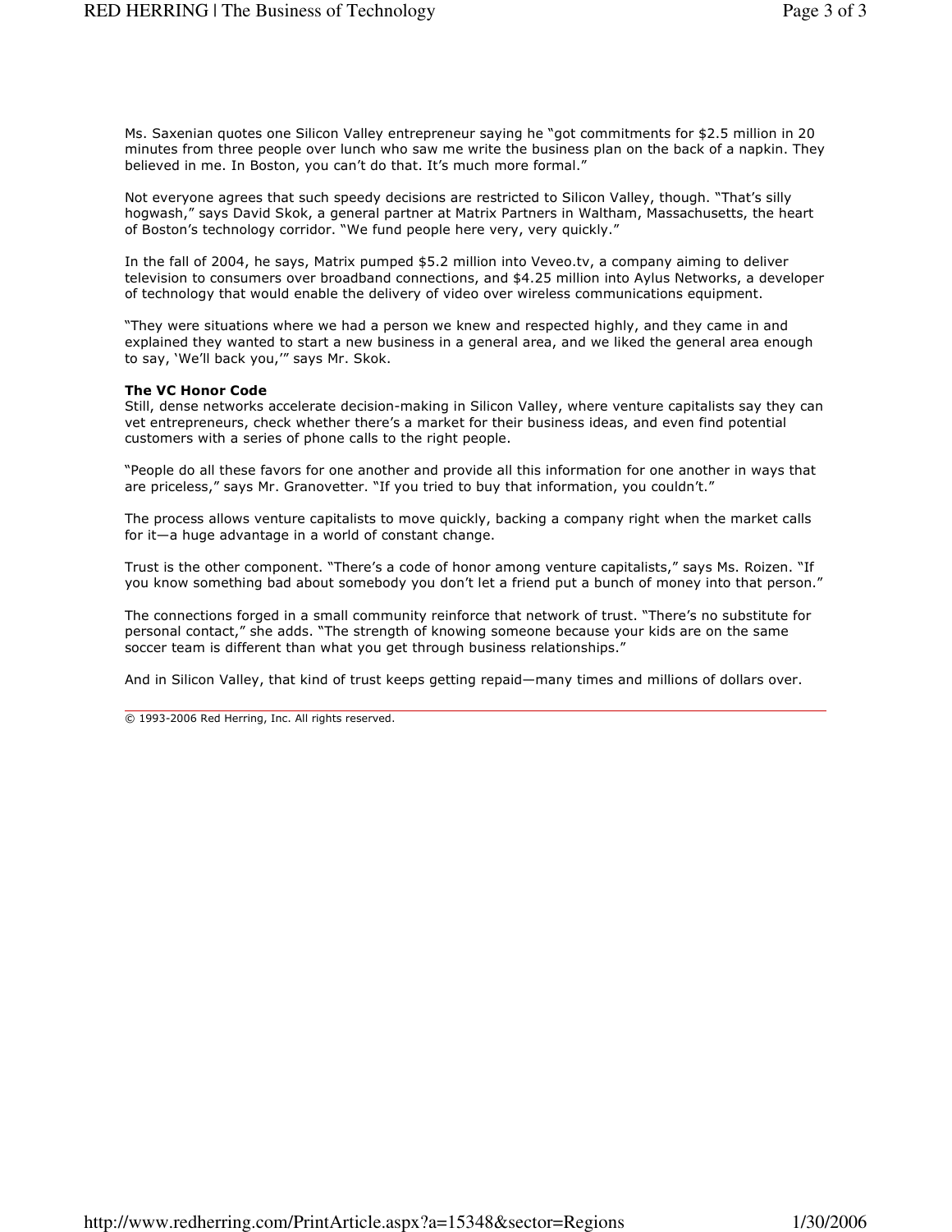Ms. Saxenian quotes one Silicon Valley entrepreneur saying he "got commitments for $2.5 million in 20 minutes from three people over lunch who saw me write the business plan on the back of a napkin. They believed in me. In Boston, you can't do that. It's much more formal."

Not everyone agrees that such speedy decisions are restricted to Silicon Valley, though. "That's silly hogwash," says David Skok, a general partner at Matrix Partners in Waltham, Massachusetts, the heart of Boston's technology corridor. "We fund people here very, very quickly."

In the fall of 2004, he says, Matrix pumped $5.2 million into Veveo.tv, a company aiming to deliver television to consumers over broadband connections, and $4.25 million into Aylus Networks, a developer of technology that would enable the delivery of video over wireless communications equipment.

"They were situations where we had a person we knew and respected highly, and they came in and explained they wanted to start a new business in a general area, and we liked the general area enough to say, 'We'll back you,'" says Mr. Skok.

**The VC Honor Code**

Still, dense networks accelerate decision-making in Silicon Valley, where venture capitalists say they can vet entrepreneurs, check whether there's a market for their business ideas, and even find potential customers with a series of phone calls to the right people.

"People do all these favors for one another and provide all this information for one another in ways that are priceless," says Mr. Granovetter. "If you tried to buy that information, you couldn't."

The process allows venture capitalists to move quickly, backing a company right when the market calls for it—a huge advantage in a world of constant change.

Trust is the other component. "There's a code of honor among venture capitalists," says Ms. Roizen. "If you know something bad about somebody you don't let a friend put a bunch of money into that person."

The connections forged in a small community reinforce that network of trust. "There's no substitute for personal contact," she adds. "The strength of knowing someone because your kids are on the same soccer team is different than what you get through business relationships."

And in Silicon Valley, that kind of trust keeps getting repaid—many times and millions of dollars over.

---

© 1993-2006 Red Herring, Inc. All rights reserved.